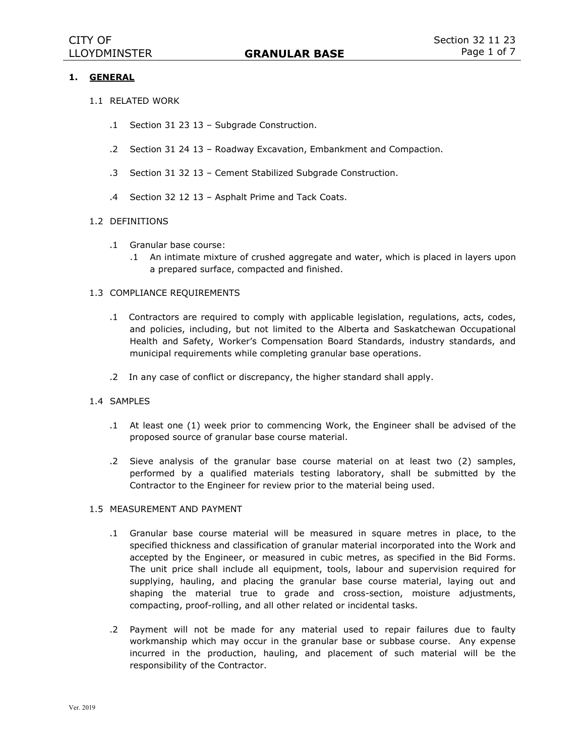# GRANULAR BASE

## 1. GENERAL

### 1.1 RELATED WORK

.1 Section 31 23 13 – Subgrade Construction.

.2 Section 31 24 13 – Roadway Excavation, Embankment and Compaction.

.3 Section 31 32 13 – Cement Stabilized Subgrade Construction.

.4 Section 32 12 13 – Asphalt Prime and Tack Coats.

### 1.2 DEFINITIONS

.1 Granular base course:

- .1 An intimate mixture of crushed aggregate and water, which is placed in layers upon a prepared surface, compacted and finished.

### 1.3 COMPLIANCE REQUIREMENTS

.1 Contractors are required to comply with applicable legislation, regulations, acts, codes, and policies, including, but not limited to the Alberta and Saskatchewan Occupational Health and Safety, Worker's Compensation Board Standards, industry standards, and municipal requirements while completing granular base operations.

.2 In any case of conflict or discrepancy, the higher standard shall apply.

### 1.4 SAMPLES

.1 At least one (1) week prior to commencing Work, the Engineer shall be advised of the proposed source of granular base course material.

.2 Sieve analysis of the granular base course material on at least two (2) samples, performed by a qualified materials testing laboratory, shall be submitted by the Contractor to the Engineer for review prior to the material being used.

### 1.5 MEASUREMENT AND PAYMENT

.1 Granular base course material will be measured in square metres in place, to the specified thickness and classification of granular material incorporated into the Work and accepted by the Engineer, or measured in cubic metres, as specified in the Bid Forms. The unit price shall include all equipment, tools, labour and supervision required for supplying, hauling, and placing the granular base course material, laying out and shaping the material true to grade and cross-section, moisture adjustments, compacting, proof-rolling, and all other related or incidental tasks.

.2 Payment will not be made for any material used to repair failures due to faulty workmanship which may occur in the granular base or subbase course. Any expense incurred in the production, hauling, and placement of such material will be the responsibility of the Contractor.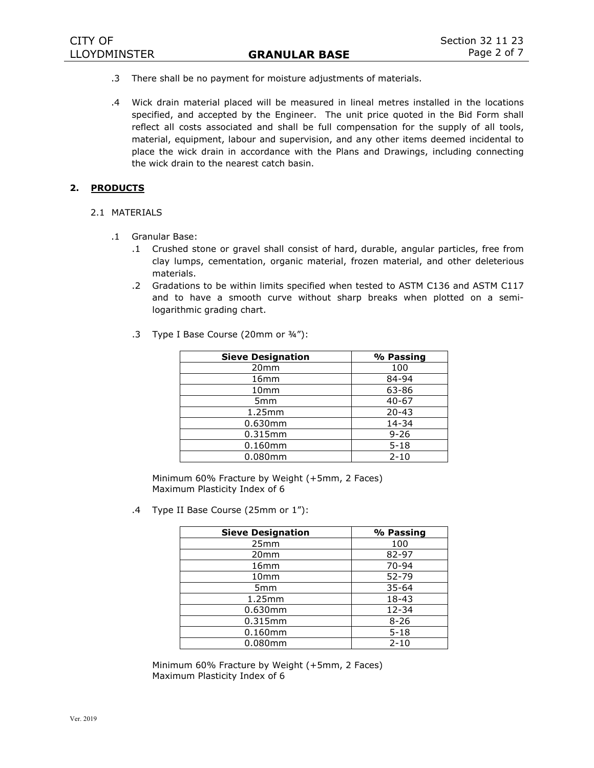.3 There shall be no payment for moisture adjustments of materials.

.4 Wick drain material placed will be measured in lineal metres installed in the locations specified, and accepted by the Engineer. The unit price quoted in the Bid Form shall reflect all costs associated and shall be full compensation for the supply of all tools, material, equipment, labour and supervision, and any other items deemed incidental to place the wick drain in accordance with the Plans and Drawings, including connecting the wick drain to the nearest catch basin.

## 2. PRODUCTS

### 2.1 MATERIALS

.1 Granular Base:

.1 Crushed stone or gravel shall consist of hard, durable, angular particles, free from clay lumps, cementation, organic material, frozen material, and other deleterious materials.

.2 Gradations to be within limits specified when tested to ASTM C136 and ASTM C117 and to have a smooth curve without sharp breaks when plotted on a semi-logarithmic grading chart.

.3 Type I Base Course (20mm or ¾"):

| Sieve Designation | % Passing |
|---|---|
| 20mm | 100 |
| 16mm | 84-94 |
| 10mm | 63-86 |
| 5mm | 40-67 |
| 1.25mm | 20-43 |
| 0.630mm | 14-34 |
| 0.315mm | 9-26 |
| 0.160mm | 5-18 |
| 0.080mm | 2-10 |

Minimum 60% Fracture by Weight (+5mm, 2 Faces)
Maximum Plasticity Index of 6

.4 Type II Base Course (25mm or 1"):

| Sieve Designation | % Passing |
|---|---|
| 25mm | 100 |
| 20mm | 82-97 |
| 16mm | 70-94 |
| 10mm | 52-79 |
| 5mm | 35-64 |
| 1.25mm | 18-43 |
| 0.630mm | 12-34 |
| 0.315mm | 8-26 |
| 0.160mm | 5-18 |
| 0.080mm | 2-10 |

Minimum 60% Fracture by Weight (+5mm, 2 Faces)
Maximum Plasticity Index of 6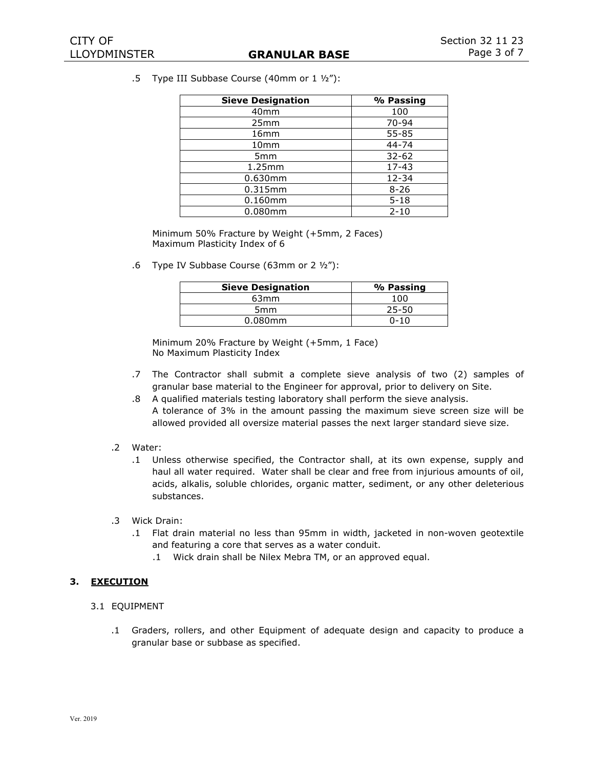.5 Type III Subbase Course (40mm or 1 ½"):

| Sieve Designation | % Passing |
|---|---|
| 40mm | 100 |
| 25mm | 70-94 |
| 16mm | 55-85 |
| 10mm | 44-74 |
| 5mm | 32-62 |
| 1.25mm | 17-43 |
| 0.630mm | 12-34 |
| 0.315mm | 8-26 |
| 0.160mm | 5-18 |
| 0.080mm | 2-10 |

Minimum 50% Fracture by Weight (+5mm, 2 Faces)
Maximum Plasticity Index of 6

.6 Type IV Subbase Course (63mm or 2 ½"):

| Sieve Designation | % Passing |
|---|---|
| 63mm | 100 |
| 5mm | 25-50 |
| 0.080mm | 0-10 |

Minimum 20% Fracture by Weight (+5mm, 1 Face)
No Maximum Plasticity Index

.7 The Contractor shall submit a complete sieve analysis of two (2) samples of granular base material to the Engineer for approval, prior to delivery on Site.

.8 A qualified materials testing laboratory shall perform the sieve analysis.
A tolerance of 3% in the amount passing the maximum sieve screen size will be allowed provided all oversize material passes the next larger standard sieve size.

.2 Water:

.1 Unless otherwise specified, the Contractor shall, at its own expense, supply and haul all water required. Water shall be clear and free from injurious amounts of oil, acids, alkalis, soluble chlorides, organic matter, sediment, or any other deleterious substances.

.3 Wick Drain:

.1 Flat drain material no less than 95mm in width, jacketed in non-woven geotextile and featuring a core that serves as a water conduit.

.1 Wick drain shall be Nilex Mebra TM, or an approved equal.

## 3. EXECUTION

### 3.1 EQUIPMENT

.1 Graders, rollers, and other Equipment of adequate design and capacity to produce a granular base or subbase as specified.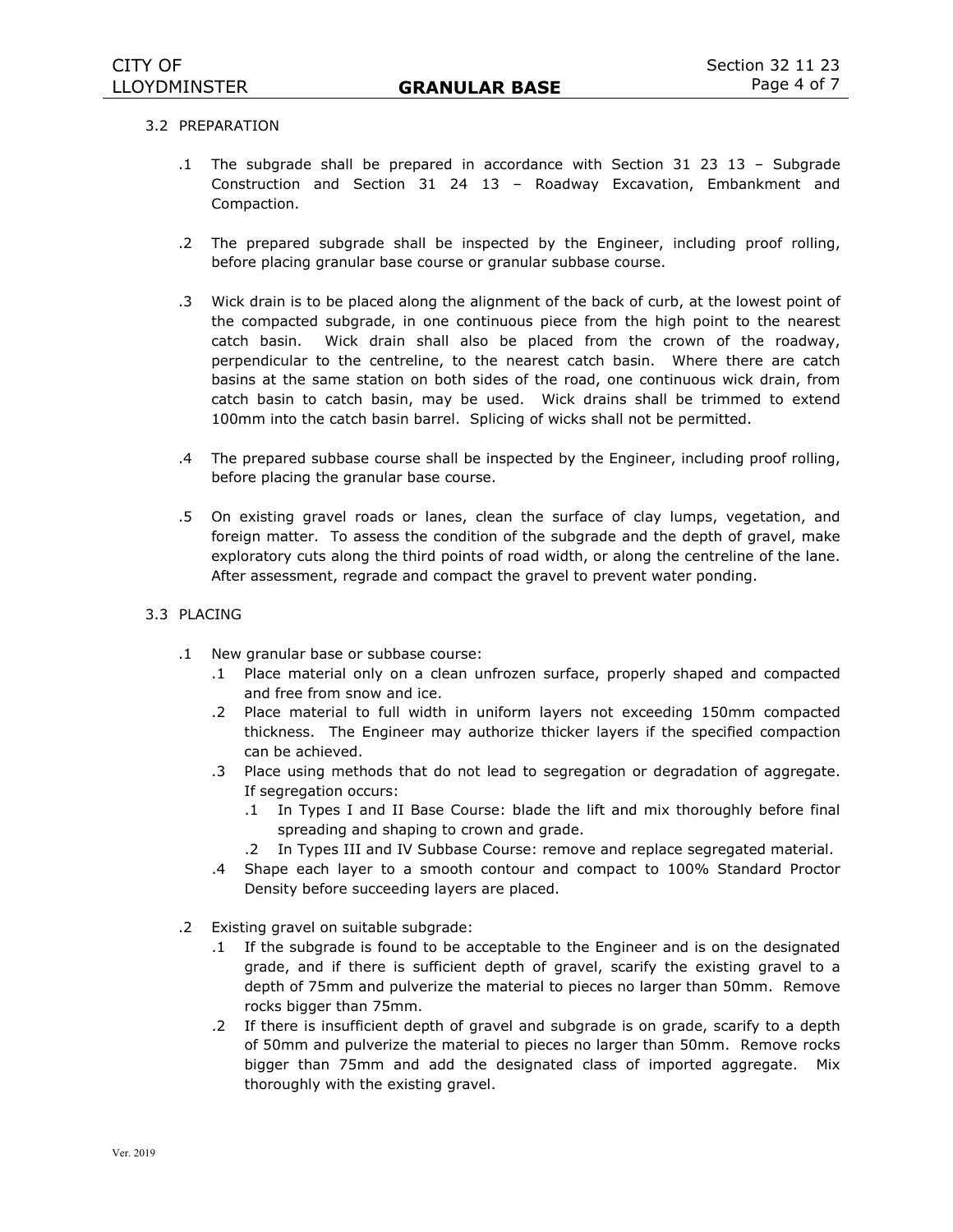### 3.2 PREPARATION

.1 The subgrade shall be prepared in accordance with Section 31 23 13 – Subgrade Construction and Section 31 24 13 – Roadway Excavation, Embankment and Compaction.

.2 The prepared subgrade shall be inspected by the Engineer, including proof rolling, before placing granular base course or granular subbase course.

.3 Wick drain is to be placed along the alignment of the back of curb, at the lowest point of the compacted subgrade, in one continuous piece from the high point to the nearest catch basin. Wick drain shall also be placed from the crown of the roadway, perpendicular to the centreline, to the nearest catch basin. Where there are catch basins at the same station on both sides of the road, one continuous wick drain, from catch basin to catch basin, may be used. Wick drains shall be trimmed to extend 100mm into the catch basin barrel. Splicing of wicks shall not be permitted.

.4 The prepared subbase course shall be inspected by the Engineer, including proof rolling, before placing the granular base course.

.5 On existing gravel roads or lanes, clean the surface of clay lumps, vegetation, and foreign matter. To assess the condition of the subgrade and the depth of gravel, make exploratory cuts along the third points of road width, or along the centreline of the lane. After assessment, regrade and compact the gravel to prevent water ponding.

### 3.3 PLACING

.1 New granular base or subbase course:

- .1 Place material only on a clean unfrozen surface, properly shaped and compacted and free from snow and ice.
- .2 Place material to full width in uniform layers not exceeding 150mm compacted thickness. The Engineer may authorize thicker layers if the specified compaction can be achieved.
- .3 Place using methods that do not lead to segregation or degradation of aggregate. If segregation occurs:
  - .1 In Types I and II Base Course: blade the lift and mix thoroughly before final spreading and shaping to crown and grade.
  - .2 In Types III and IV Subbase Course: remove and replace segregated material.
- .4 Shape each layer to a smooth contour and compact to 100% Standard Proctor Density before succeeding layers are placed.

.2 Existing gravel on suitable subgrade:

- .1 If the subgrade is found to be acceptable to the Engineer and is on the designated grade, and if there is sufficient depth of gravel, scarify the existing gravel to a depth of 75mm and pulverize the material to pieces no larger than 50mm. Remove rocks bigger than 75mm.
- .2 If there is insufficient depth of gravel and subgrade is on grade, scarify to a depth of 50mm and pulverize the material to pieces no larger than 50mm. Remove rocks bigger than 75mm and add the designated class of imported aggregate. Mix thoroughly with the existing gravel.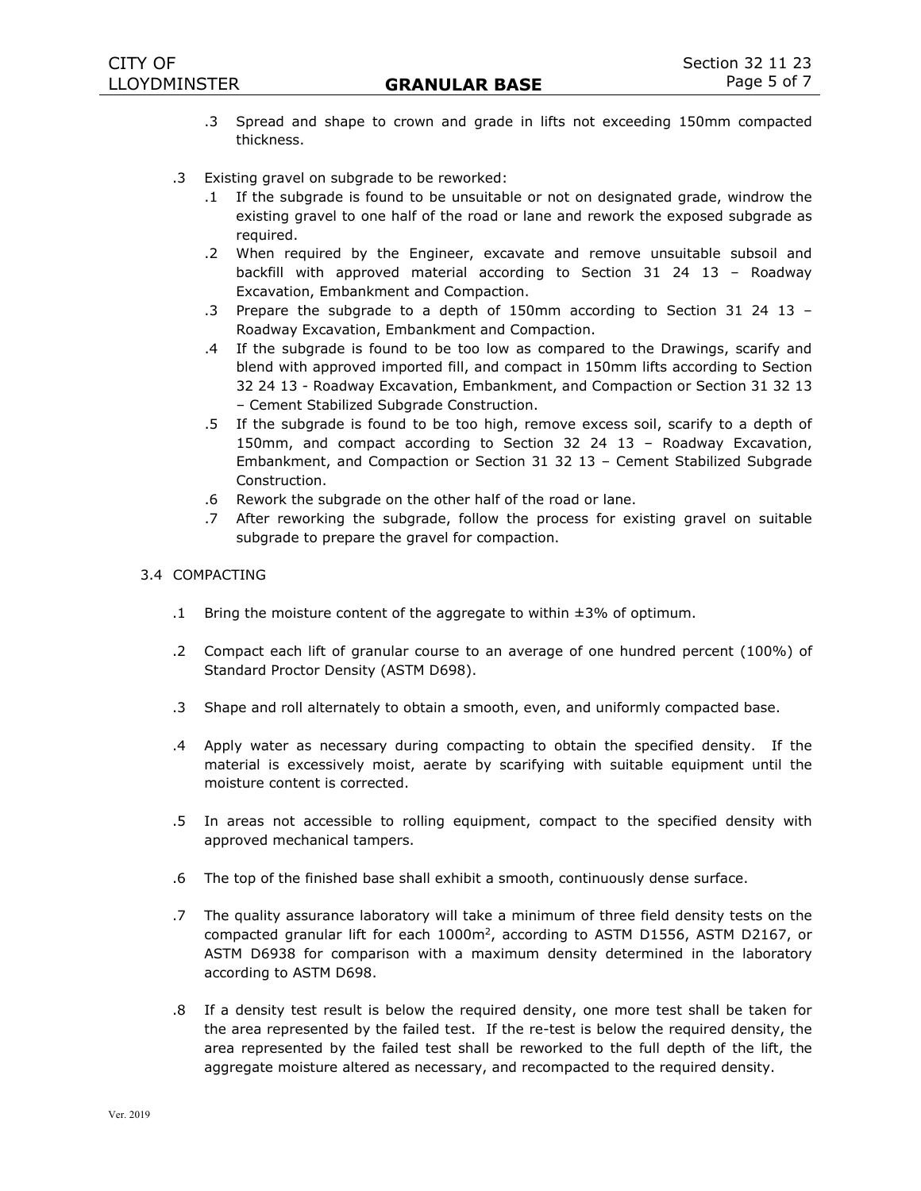.3 Spread and shape to crown and grade in lifts not exceeding 150mm compacted thickness.

.3 Existing gravel on subgrade to be reworked:

    .1 If the subgrade is found to be unsuitable or not on designated grade, windrow the existing gravel to one half of the road or lane and rework the exposed subgrade as required.

    .2 When required by the Engineer, excavate and remove unsuitable subsoil and backfill with approved material according to Section 31 24 13 – Roadway Excavation, Embankment and Compaction.

    .3 Prepare the subgrade to a depth of 150mm according to Section 31 24 13 – Roadway Excavation, Embankment and Compaction.

    .4 If the subgrade is found to be too low as compared to the Drawings, scarify and blend with approved imported fill, and compact in 150mm lifts according to Section 32 24 13 - Roadway Excavation, Embankment, and Compaction or Section 31 32 13 – Cement Stabilized Subgrade Construction.

    .5 If the subgrade is found to be too high, remove excess soil, scarify to a depth of 150mm, and compact according to Section 32 24 13 – Roadway Excavation, Embankment, and Compaction or Section 31 32 13 – Cement Stabilized Subgrade Construction.

    .6 Rework the subgrade on the other half of the road or lane.

    .7 After reworking the subgrade, follow the process for existing gravel on suitable subgrade to prepare the gravel for compaction.

3.4 COMPACTING

.1 Bring the moisture content of the aggregate to within ±3% of optimum.

.2 Compact each lift of granular course to an average of one hundred percent (100%) of Standard Proctor Density (ASTM D698).

.3 Shape and roll alternately to obtain a smooth, even, and uniformly compacted base.

.4 Apply water as necessary during compacting to obtain the specified density. If the material is excessively moist, aerate by scarifying with suitable equipment until the moisture content is corrected.

.5 In areas not accessible to rolling equipment, compact to the specified density with approved mechanical tampers.

.6 The top of the finished base shall exhibit a smooth, continuously dense surface.

.7 The quality assurance laboratory will take a minimum of three field density tests on the compacted granular lift for each 1000m$^2$, according to ASTM D1556, ASTM D2167, or ASTM D6938 for comparison with a maximum density determined in the laboratory according to ASTM D698.

.8 If a density test result is below the required density, one more test shall be taken for the area represented by the failed test. If the re-test is below the required density, the area represented by the failed test shall be reworked to the full depth of the lift, the aggregate moisture altered as necessary, and recompacted to the required density.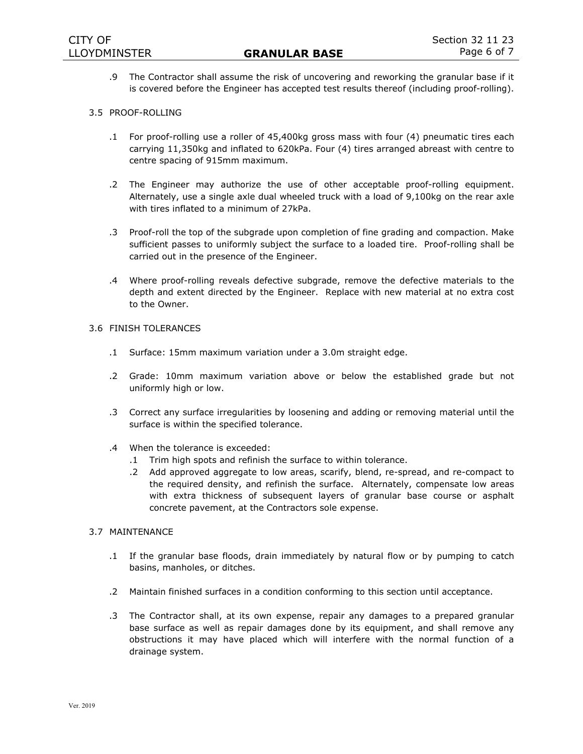.9 The Contractor shall assume the risk of uncovering and reworking the granular base if it is covered before the Engineer has accepted test results thereof (including proof-rolling).

### 3.5 PROOF-ROLLING

.1 For proof-rolling use a roller of 45,400kg gross mass with four (4) pneumatic tires each carrying 11,350kg and inflated to 620kPa. Four (4) tires arranged abreast with centre to centre spacing of 915mm maximum.

.2 The Engineer may authorize the use of other acceptable proof-rolling equipment. Alternately, use a single axle dual wheeled truck with a load of 9,100kg on the rear axle with tires inflated to a minimum of 27kPa.

.3 Proof-roll the top of the subgrade upon completion of fine grading and compaction. Make sufficient passes to uniformly subject the surface to a loaded tire. Proof-rolling shall be carried out in the presence of the Engineer.

.4 Where proof-rolling reveals defective subgrade, remove the defective materials to the depth and extent directed by the Engineer. Replace with new material at no extra cost to the Owner.

### 3.6 FINISH TOLERANCES

.1 Surface: 15mm maximum variation under a 3.0m straight edge.

.2 Grade: 10mm maximum variation above or below the established grade but not uniformly high or low.

.3 Correct any surface irregularities by loosening and adding or removing material until the surface is within the specified tolerance.

.4 When the tolerance is exceeded:

  .1 Trim high spots and refinish the surface to within tolerance.

  .2 Add approved aggregate to low areas, scarify, blend, re-spread, and re-compact to the required density, and refinish the surface. Alternately, compensate low areas with extra thickness of subsequent layers of granular base course or asphalt concrete pavement, at the Contractors sole expense.

### 3.7 MAINTENANCE

.1 If the granular base floods, drain immediately by natural flow or by pumping to catch basins, manholes, or ditches.

.2 Maintain finished surfaces in a condition conforming to this section until acceptance.

.3 The Contractor shall, at its own expense, repair any damages to a prepared granular base surface as well as repair damages done by its equipment, and shall remove any obstructions it may have placed which will interfere with the normal function of a drainage system.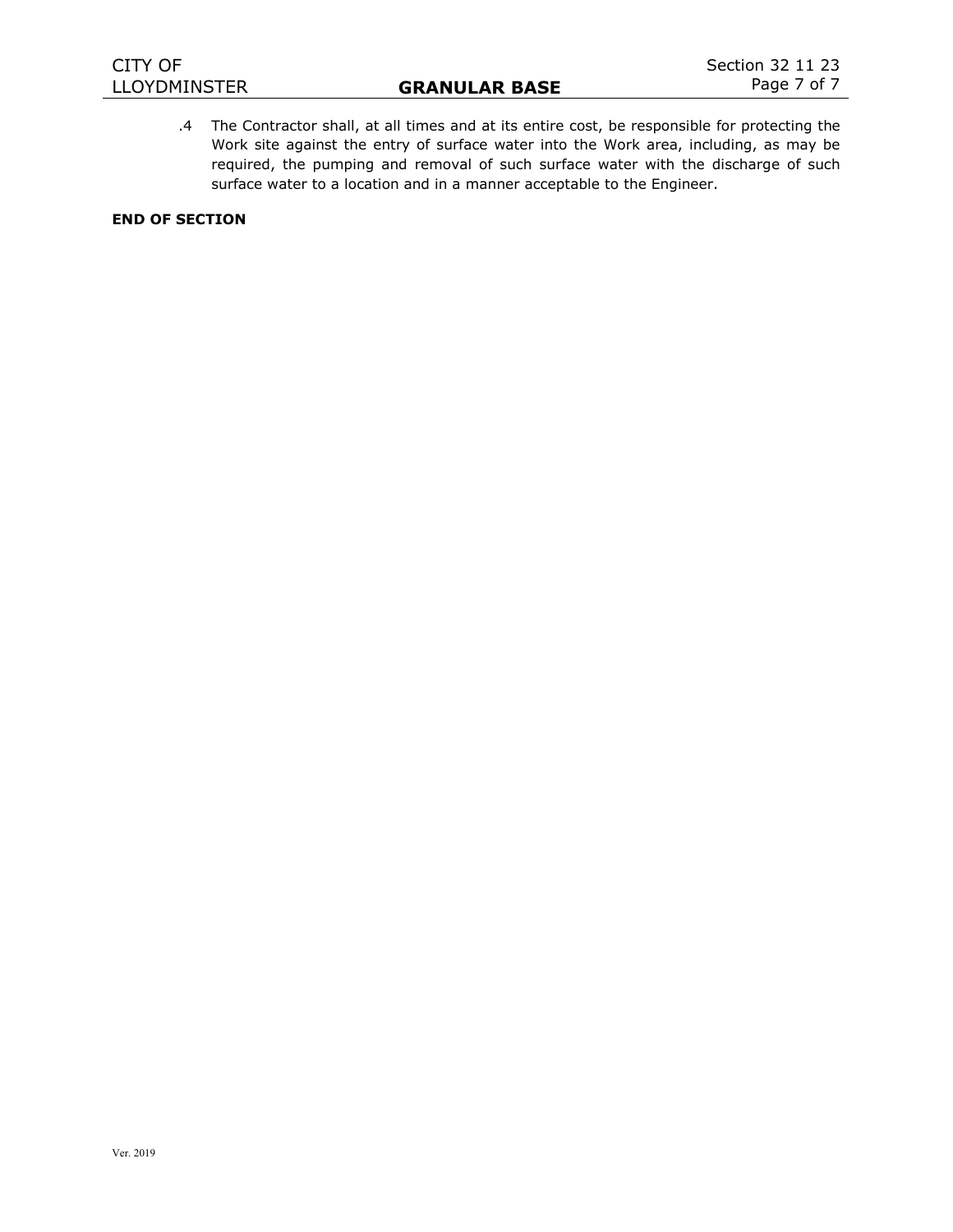.4 The Contractor shall, at all times and at its entire cost, be responsible for protecting the Work site against the entry of surface water into the Work area, including, as may be required, the pumping and removal of such surface water with the discharge of such surface water to a location and in a manner acceptable to the Engineer.

**END OF SECTION**